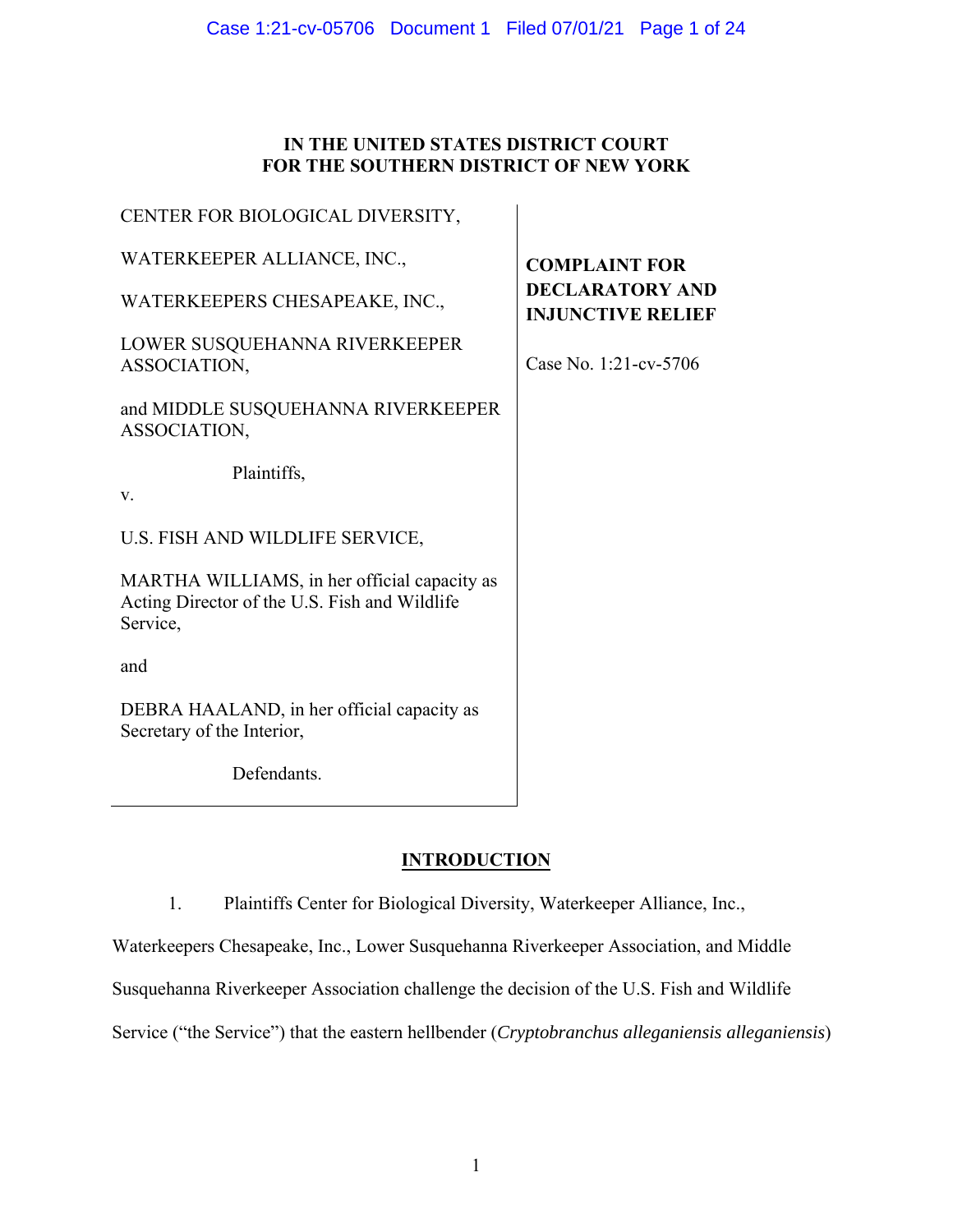**IN THE UNITED STATES DISTRICT COURT**
**FOR THE SOUTHERN DISTRICT OF NEW YORK**

CENTER FOR BIOLOGICAL DIVERSITY,

WATERKEEPER ALLIANCE, INC.,

WATERKEEPERS CHESAPEAKE, INC.,

LOWER SUSQUEHANNA RIVERKEEPER ASSOCIATION,

and MIDDLE SUSQUEHANNA RIVERKEEPER ASSOCIATION,

Plaintiffs,

v.

U.S. FISH AND WILDLIFE SERVICE,

MARTHA WILLIAMS, in her official capacity as Acting Director of the U.S. Fish and Wildlife Service,

and

DEBRA HAALAND, in her official capacity as Secretary of the Interior,

Defendants.

**COMPLAINT FOR DECLARATORY AND INJUNCTIVE RELIEF**

Case No. 1:21-cv-5706

## INTRODUCTION

1. Plaintiffs Center for Biological Diversity, Waterkeeper Alliance, Inc., Waterkeepers Chesapeake, Inc., Lower Susquehanna Riverkeeper Association, and Middle Susquehanna Riverkeeper Association challenge the decision of the U.S. Fish and Wildlife Service ("the Service") that the eastern hellbender (*Cryptobranchus alleganiensis alleganiensis*)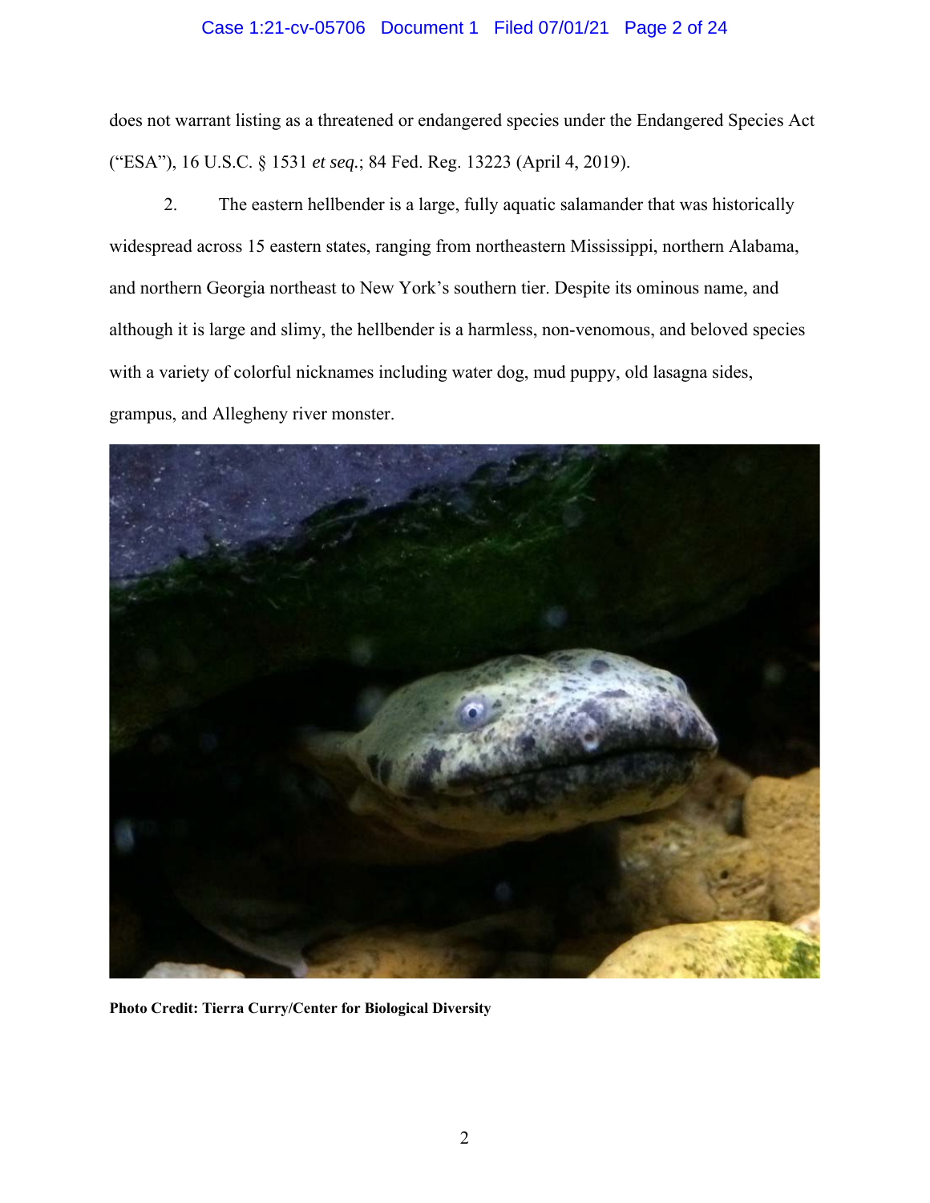does not warrant listing as a threatened or endangered species under the Endangered Species Act ("ESA"), 16 U.S.C. § 1531 *et seq.*; 84 Fed. Reg. 13223 (April 4, 2019).

2. The eastern hellbender is a large, fully aquatic salamander that was historically widespread across 15 eastern states, ranging from northeastern Mississippi, northern Alabama, and northern Georgia northeast to New York's southern tier. Despite its ominous name, and although it is large and slimy, the hellbender is a harmless, non-venomous, and beloved species with a variety of colorful nicknames including water dog, mud puppy, old lasagna sides, grampus, and Allegheny river monster.

**Photo Credit: Tierra Curry/Center for Biological Diversity**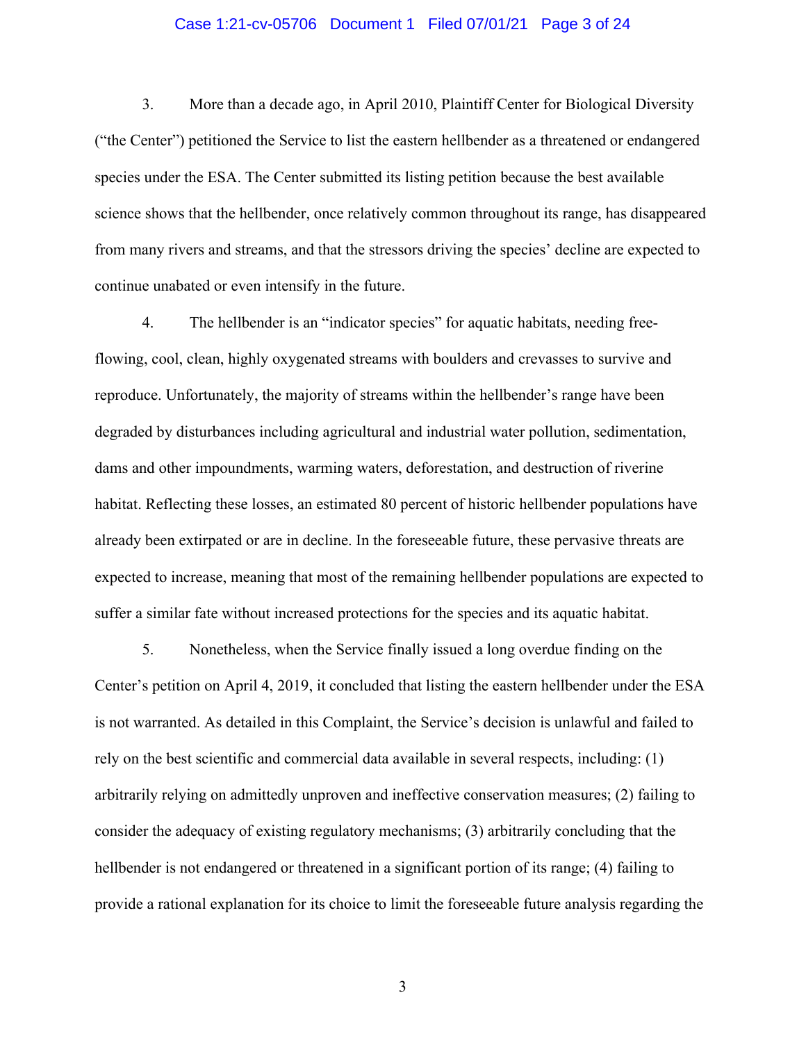3. More than a decade ago, in April 2010, Plaintiff Center for Biological Diversity ("the Center") petitioned the Service to list the eastern hellbender as a threatened or endangered species under the ESA. The Center submitted its listing petition because the best available science shows that the hellbender, once relatively common throughout its range, has disappeared from many rivers and streams, and that the stressors driving the species' decline are expected to continue unabated or even intensify in the future.

4. The hellbender is an "indicator species" for aquatic habitats, needing free-flowing, cool, clean, highly oxygenated streams with boulders and crevasses to survive and reproduce. Unfortunately, the majority of streams within the hellbender's range have been degraded by disturbances including agricultural and industrial water pollution, sedimentation, dams and other impoundments, warming waters, deforestation, and destruction of riverine habitat. Reflecting these losses, an estimated 80 percent of historic hellbender populations have already been extirpated or are in decline. In the foreseeable future, these pervasive threats are expected to increase, meaning that most of the remaining hellbender populations are expected to suffer a similar fate without increased protections for the species and its aquatic habitat.

5. Nonetheless, when the Service finally issued a long overdue finding on the Center's petition on April 4, 2019, it concluded that listing the eastern hellbender under the ESA is not warranted. As detailed in this Complaint, the Service's decision is unlawful and failed to rely on the best scientific and commercial data available in several respects, including: (1) arbitrarily relying on admittedly unproven and ineffective conservation measures; (2) failing to consider the adequacy of existing regulatory mechanisms; (3) arbitrarily concluding that the hellbender is not endangered or threatened in a significant portion of its range; (4) failing to provide a rational explanation for its choice to limit the foreseeable future analysis regarding the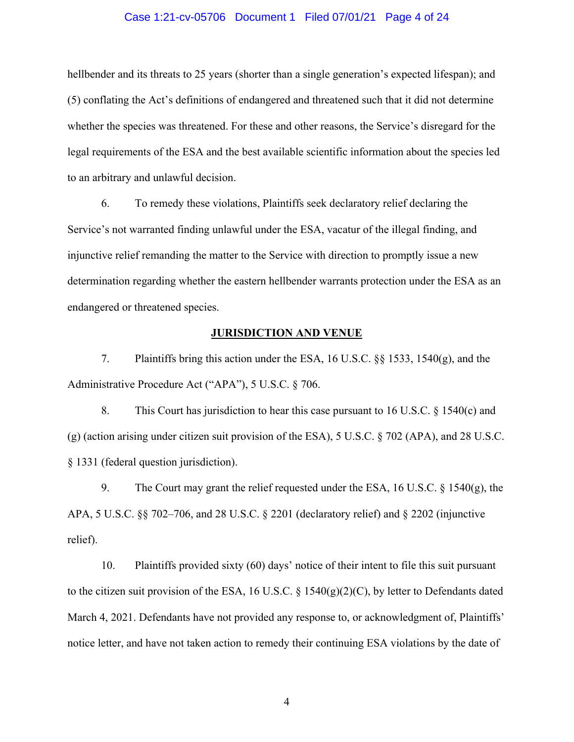hellbender and its threats to 25 years (shorter than a single generation's expected lifespan); and (5) conflating the Act's definitions of endangered and threatened such that it did not determine whether the species was threatened. For these and other reasons, the Service's disregard for the legal requirements of the ESA and the best available scientific information about the species led to an arbitrary and unlawful decision.

6. To remedy these violations, Plaintiffs seek declaratory relief declaring the Service's not warranted finding unlawful under the ESA, vacatur of the illegal finding, and injunctive relief remanding the matter to the Service with direction to promptly issue a new determination regarding whether the eastern hellbender warrants protection under the ESA as an endangered or threatened species.

## JURISDICTION AND VENUE

7. Plaintiffs bring this action under the ESA, 16 U.S.C. §§ 1533, 1540(g), and the Administrative Procedure Act ("APA"), 5 U.S.C. § 706.

8. This Court has jurisdiction to hear this case pursuant to 16 U.S.C. § 1540(c) and (g) (action arising under citizen suit provision of the ESA), 5 U.S.C. § 702 (APA), and 28 U.S.C. § 1331 (federal question jurisdiction).

9. The Court may grant the relief requested under the ESA, 16 U.S.C. § 1540(g), the APA, 5 U.S.C. §§ 702–706, and 28 U.S.C. § 2201 (declaratory relief) and § 2202 (injunctive relief).

10. Plaintiffs provided sixty (60) days' notice of their intent to file this suit pursuant to the citizen suit provision of the ESA, 16 U.S.C. § 1540(g)(2)(C), by letter to Defendants dated March 4, 2021. Defendants have not provided any response to, or acknowledgment of, Plaintiffs' notice letter, and have not taken action to remedy their continuing ESA violations by the date of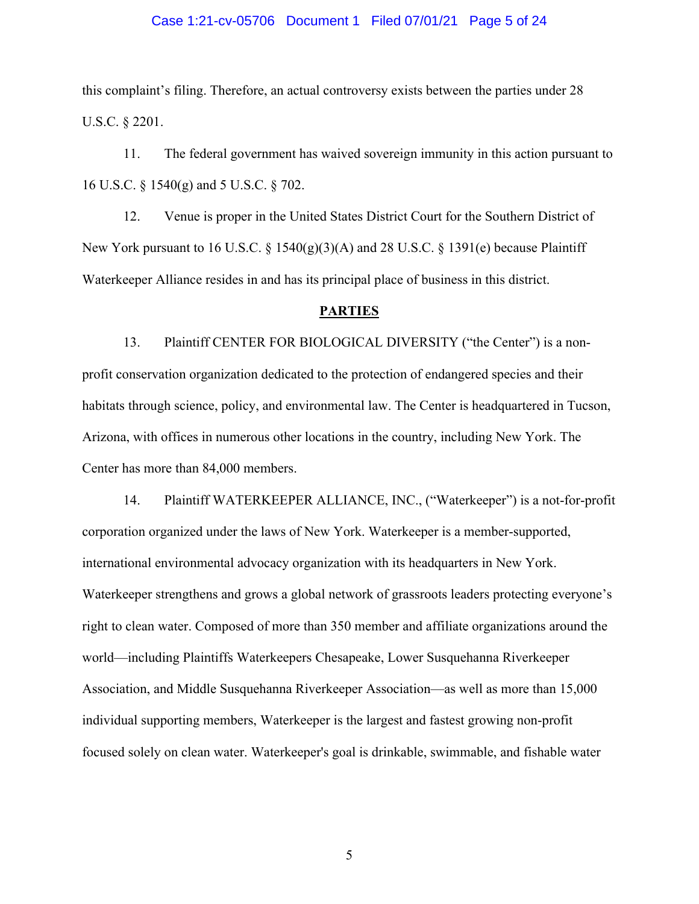this complaint's filing. Therefore, an actual controversy exists between the parties under 28 U.S.C. § 2201.

11. The federal government has waived sovereign immunity in this action pursuant to 16 U.S.C. § 1540(g) and 5 U.S.C. § 702.

12. Venue is proper in the United States District Court for the Southern District of New York pursuant to 16 U.S.C. § 1540(g)(3)(A) and 28 U.S.C. § 1391(e) because Plaintiff Waterkeeper Alliance resides in and has its principal place of business in this district.

**PARTIES**

13. Plaintiff CENTER FOR BIOLOGICAL DIVERSITY ("the Center") is a non-profit conservation organization dedicated to the protection of endangered species and their habitats through science, policy, and environmental law. The Center is headquartered in Tucson, Arizona, with offices in numerous other locations in the country, including New York. The Center has more than 84,000 members.

14. Plaintiff WATERKEEPER ALLIANCE, INC., ("Waterkeeper") is a not-for-profit corporation organized under the laws of New York. Waterkeeper is a member-supported, international environmental advocacy organization with its headquarters in New York. Waterkeeper strengthens and grows a global network of grassroots leaders protecting everyone's right to clean water. Composed of more than 350 member and affiliate organizations around the world—including Plaintiffs Waterkeepers Chesapeake, Lower Susquehanna Riverkeeper Association, and Middle Susquehanna Riverkeeper Association—as well as more than 15,000 individual supporting members, Waterkeeper is the largest and fastest growing non-profit focused solely on clean water. Waterkeeper's goal is drinkable, swimmable, and fishable water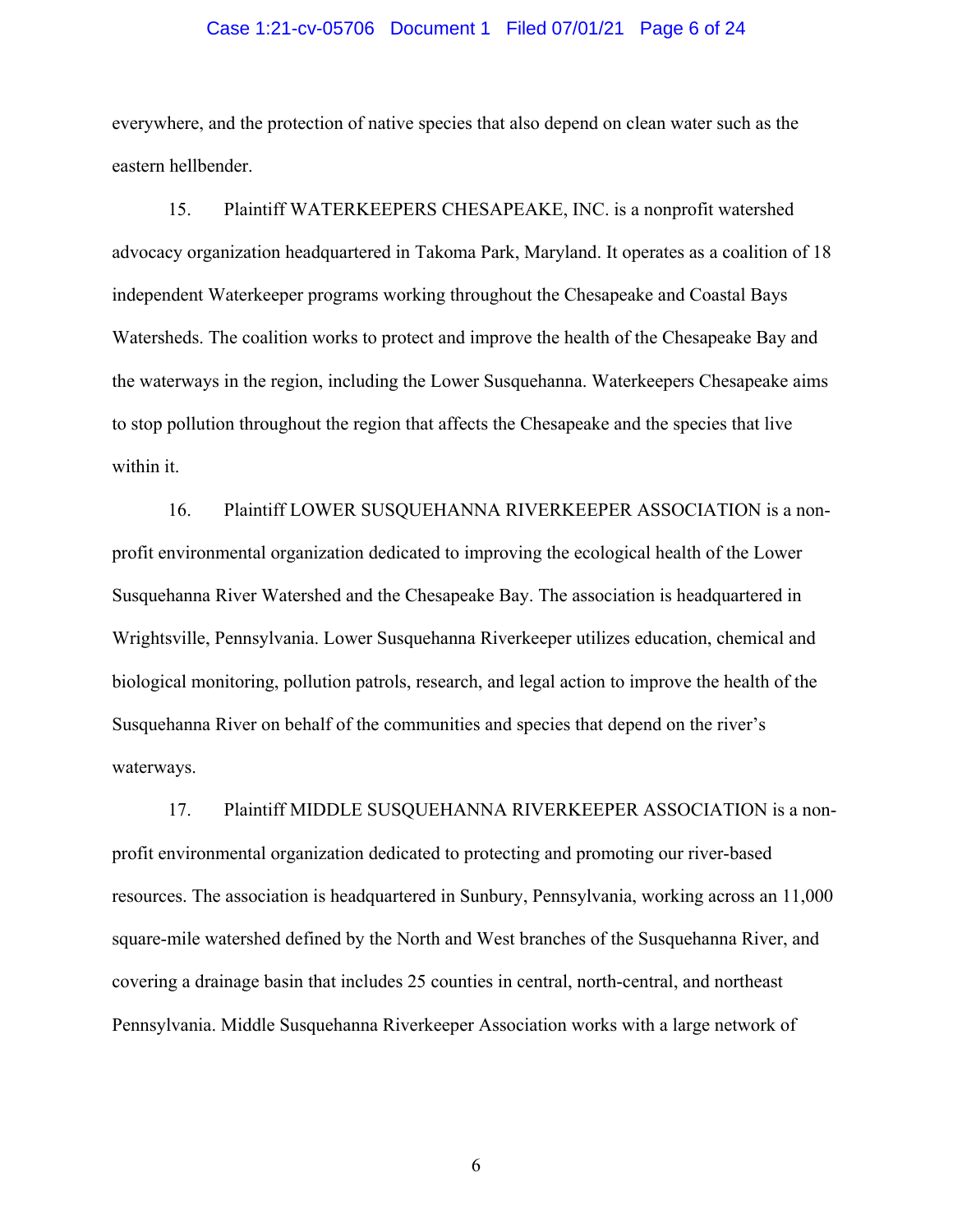everywhere, and the protection of native species that also depend on clean water such as the eastern hellbender.

15. Plaintiff WATERKEEPERS CHESAPEAKE, INC. is a nonprofit watershed advocacy organization headquartered in Takoma Park, Maryland. It operates as a coalition of 18 independent Waterkeeper programs working throughout the Chesapeake and Coastal Bays Watersheds. The coalition works to protect and improve the health of the Chesapeake Bay and the waterways in the region, including the Lower Susquehanna. Waterkeepers Chesapeake aims to stop pollution throughout the region that affects the Chesapeake and the species that live within it.

16. Plaintiff LOWER SUSQUEHANNA RIVERKEEPER ASSOCIATION is a non-profit environmental organization dedicated to improving the ecological health of the Lower Susquehanna River Watershed and the Chesapeake Bay. The association is headquartered in Wrightsville, Pennsylvania. Lower Susquehanna Riverkeeper utilizes education, chemical and biological monitoring, pollution patrols, research, and legal action to improve the health of the Susquehanna River on behalf of the communities and species that depend on the river's waterways.

17. Plaintiff MIDDLE SUSQUEHANNA RIVERKEEPER ASSOCIATION is a non-profit environmental organization dedicated to protecting and promoting our river-based resources. The association is headquartered in Sunbury, Pennsylvania, working across an 11,000 square-mile watershed defined by the North and West branches of the Susquehanna River, and covering a drainage basin that includes 25 counties in central, north-central, and northeast Pennsylvania. Middle Susquehanna Riverkeeper Association works with a large network of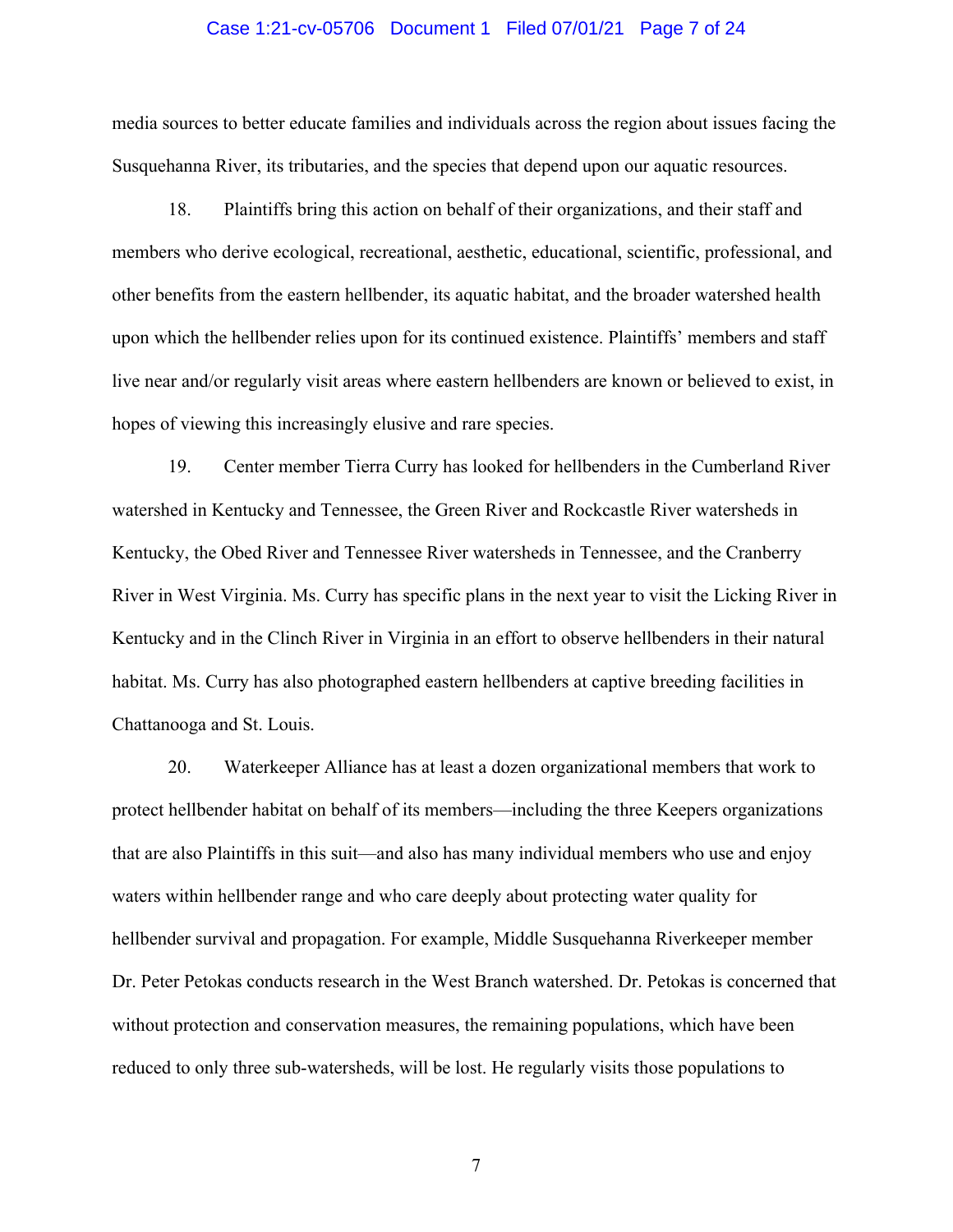media sources to better educate families and individuals across the region about issues facing the Susquehanna River, its tributaries, and the species that depend upon our aquatic resources.

18. Plaintiffs bring this action on behalf of their organizations, and their staff and members who derive ecological, recreational, aesthetic, educational, scientific, professional, and other benefits from the eastern hellbender, its aquatic habitat, and the broader watershed health upon which the hellbender relies upon for its continued existence. Plaintiffs' members and staff live near and/or regularly visit areas where eastern hellbenders are known or believed to exist, in hopes of viewing this increasingly elusive and rare species.

19. Center member Tierra Curry has looked for hellbenders in the Cumberland River watershed in Kentucky and Tennessee, the Green River and Rockcastle River watersheds in Kentucky, the Obed River and Tennessee River watersheds in Tennessee, and the Cranberry River in West Virginia. Ms. Curry has specific plans in the next year to visit the Licking River in Kentucky and in the Clinch River in Virginia in an effort to observe hellbenders in their natural habitat. Ms. Curry has also photographed eastern hellbenders at captive breeding facilities in Chattanooga and St. Louis.

20. Waterkeeper Alliance has at least a dozen organizational members that work to protect hellbender habitat on behalf of its members—including the three Keepers organizations that are also Plaintiffs in this suit—and also has many individual members who use and enjoy waters within hellbender range and who care deeply about protecting water quality for hellbender survival and propagation. For example, Middle Susquehanna Riverkeeper member Dr. Peter Petokas conducts research in the West Branch watershed. Dr. Petokas is concerned that without protection and conservation measures, the remaining populations, which have been reduced to only three sub-watersheds, will be lost. He regularly visits those populations to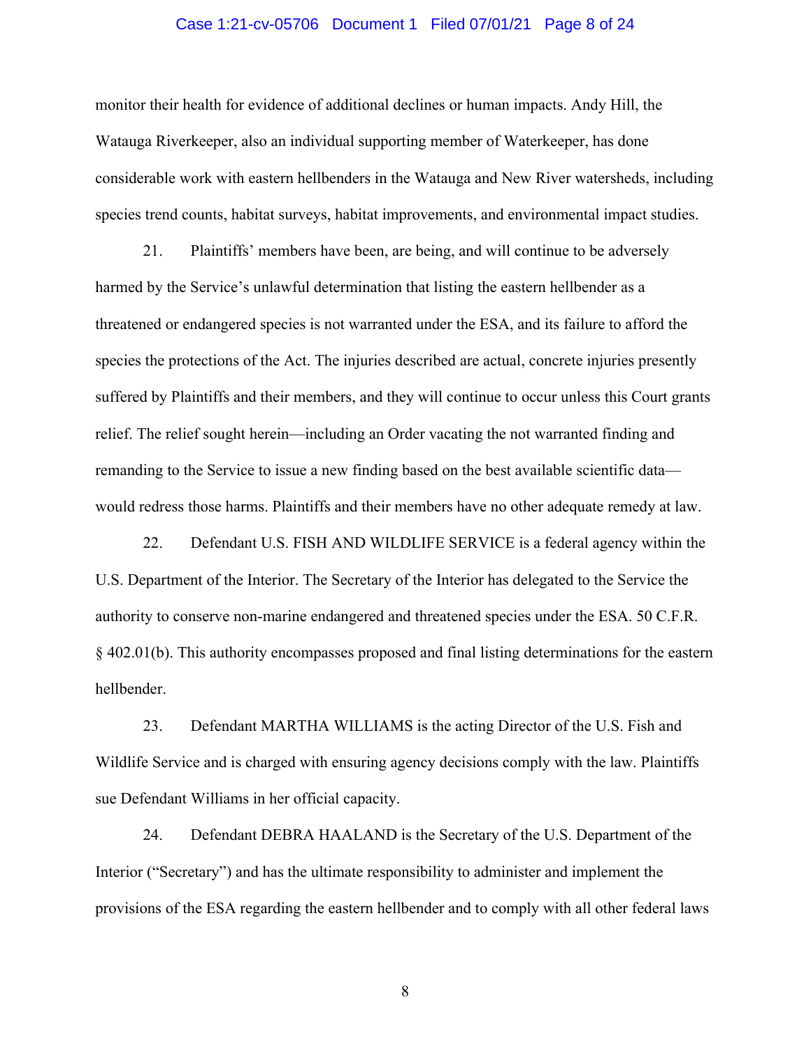monitor their health for evidence of additional declines or human impacts. Andy Hill, the Watauga Riverkeeper, also an individual supporting member of Waterkeeper, has done considerable work with eastern hellbenders in the Watauga and New River watersheds, including species trend counts, habitat surveys, habitat improvements, and environmental impact studies.

21. Plaintiffs' members have been, are being, and will continue to be adversely harmed by the Service's unlawful determination that listing the eastern hellbender as a threatened or endangered species is not warranted under the ESA, and its failure to afford the species the protections of the Act. The injuries described are actual, concrete injuries presently suffered by Plaintiffs and their members, and they will continue to occur unless this Court grants relief. The relief sought herein—including an Order vacating the not warranted finding and remanding to the Service to issue a new finding based on the best available scientific data—would redress those harms. Plaintiffs and their members have no other adequate remedy at law.

22. Defendant U.S. FISH AND WILDLIFE SERVICE is a federal agency within the U.S. Department of the Interior. The Secretary of the Interior has delegated to the Service the authority to conserve non-marine endangered and threatened species under the ESA. 50 C.F.R. § 402.01(b). This authority encompasses proposed and final listing determinations for the eastern hellbender.

23. Defendant MARTHA WILLIAMS is the acting Director of the U.S. Fish and Wildlife Service and is charged with ensuring agency decisions comply with the law. Plaintiffs sue Defendant Williams in her official capacity.

24. Defendant DEBRA HAALAND is the Secretary of the U.S. Department of the Interior ("Secretary") and has the ultimate responsibility to administer and implement the provisions of the ESA regarding the eastern hellbender and to comply with all other federal laws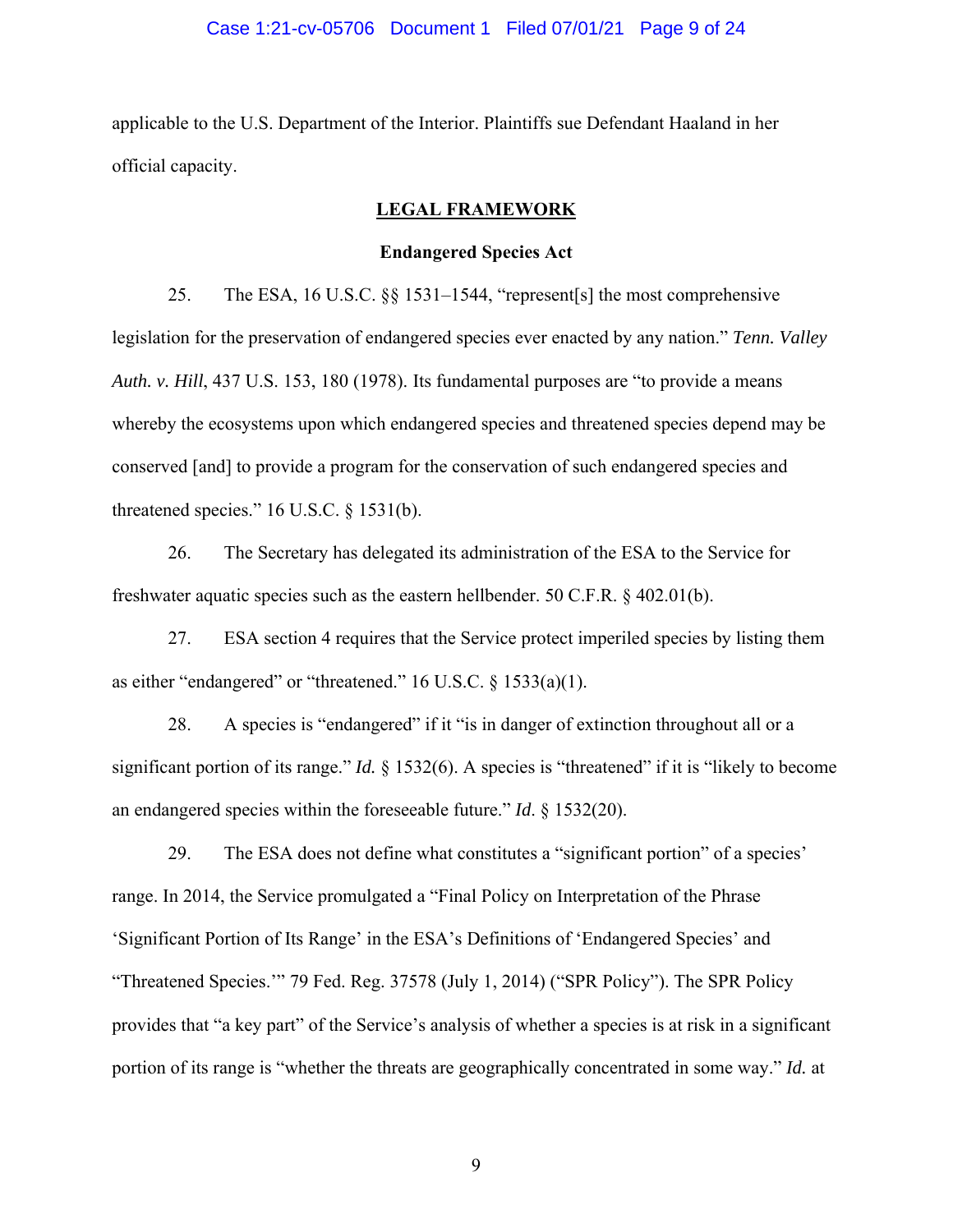applicable to the U.S. Department of the Interior. Plaintiffs sue Defendant Haaland in her official capacity.

## LEGAL FRAMEWORK

### Endangered Species Act

25. The ESA, 16 U.S.C. §§ 1531–1544, "represent[s] the most comprehensive legislation for the preservation of endangered species ever enacted by any nation." *Tenn. Valley Auth. v. Hill*, 437 U.S. 153, 180 (1978). Its fundamental purposes are "to provide a means whereby the ecosystems upon which endangered species and threatened species depend may be conserved [and] to provide a program for the conservation of such endangered species and threatened species." 16 U.S.C. § 1531(b).

26. The Secretary has delegated its administration of the ESA to the Service for freshwater aquatic species such as the eastern hellbender. 50 C.F.R. § 402.01(b).

27. ESA section 4 requires that the Service protect imperiled species by listing them as either "endangered" or "threatened." 16 U.S.C. § 1533(a)(1).

28. A species is "endangered" if it "is in danger of extinction throughout all or a significant portion of its range." *Id.* § 1532(6). A species is "threatened" if it is "likely to become an endangered species within the foreseeable future." *Id*. § 1532(20).

29. The ESA does not define what constitutes a "significant portion" of a species' range. In 2014, the Service promulgated a "Final Policy on Interpretation of the Phrase 'Significant Portion of Its Range' in the ESA's Definitions of 'Endangered Species' and "Threatened Species.'" 79 Fed. Reg. 37578 (July 1, 2014) ("SPR Policy"). The SPR Policy provides that "a key part" of the Service's analysis of whether a species is at risk in a significant portion of its range is "whether the threats are geographically concentrated in some way." *Id.* at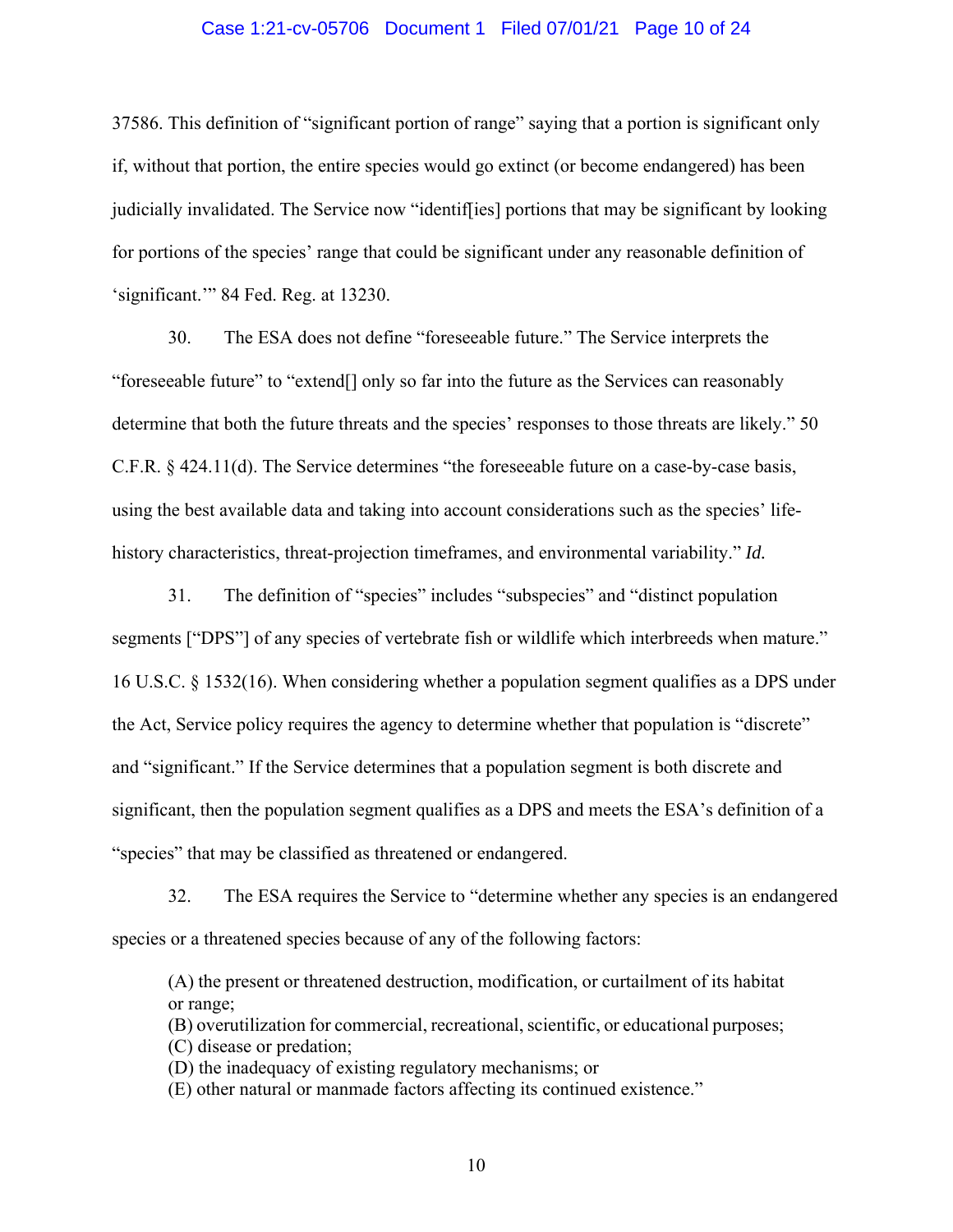37586. This definition of "significant portion of range" saying that a portion is significant only if, without that portion, the entire species would go extinct (or become endangered) has been judicially invalidated. The Service now "identif[ies] portions that may be significant by looking for portions of the species' range that could be significant under any reasonable definition of 'significant.'" 84 Fed. Reg. at 13230.

30. The ESA does not define "foreseeable future." The Service interprets the "foreseeable future" to "extend[] only so far into the future as the Services can reasonably determine that both the future threats and the species' responses to those threats are likely." 50 C.F.R. § 424.11(d). The Service determines "the foreseeable future on a case-by-case basis, using the best available data and taking into account considerations such as the species' life-history characteristics, threat-projection timeframes, and environmental variability." *Id.*

31. The definition of "species" includes "subspecies" and "distinct population segments ["DPS"] of any species of vertebrate fish or wildlife which interbreeds when mature." 16 U.S.C. § 1532(16). When considering whether a population segment qualifies as a DPS under the Act, Service policy requires the agency to determine whether that population is "discrete" and "significant." If the Service determines that a population segment is both discrete and significant, then the population segment qualifies as a DPS and meets the ESA's definition of a "species" that may be classified as threatened or endangered.

32. The ESA requires the Service to "determine whether any species is an endangered species or a threatened species because of any of the following factors:

> (A) the present or threatened destruction, modification, or curtailment of its habitat or range;
> (B) overutilization for commercial, recreational, scientific, or educational purposes;
> (C) disease or predation;
> (D) the inadequacy of existing regulatory mechanisms; or
> (E) other natural or manmade factors affecting its continued existence."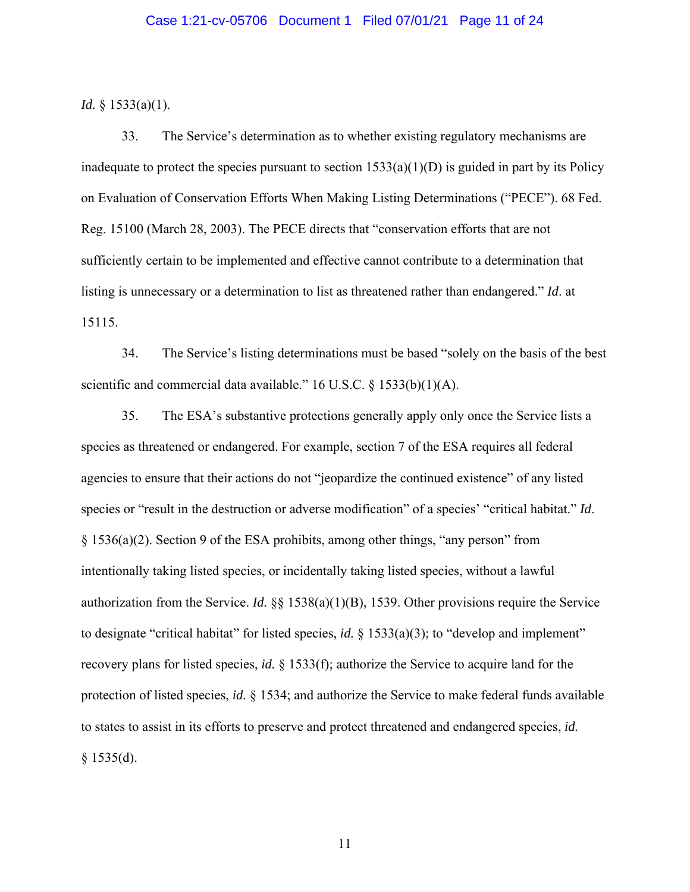*Id.* § 1533(a)(1).

33. The Service's determination as to whether existing regulatory mechanisms are inadequate to protect the species pursuant to section 1533(a)(1)(D) is guided in part by its Policy on Evaluation of Conservation Efforts When Making Listing Determinations ("PECE"). 68 Fed. Reg. 15100 (March 28, 2003). The PECE directs that "conservation efforts that are not sufficiently certain to be implemented and effective cannot contribute to a determination that listing is unnecessary or a determination to list as threatened rather than endangered." *Id*. at 15115.

34. The Service's listing determinations must be based "solely on the basis of the best scientific and commercial data available." 16 U.S.C. § 1533(b)(1)(A).

35. The ESA's substantive protections generally apply only once the Service lists a species as threatened or endangered. For example, section 7 of the ESA requires all federal agencies to ensure that their actions do not "jeopardize the continued existence" of any listed species or "result in the destruction or adverse modification" of a species' "critical habitat." *Id*. § 1536(a)(2). Section 9 of the ESA prohibits, among other things, "any person" from intentionally taking listed species, or incidentally taking listed species, without a lawful authorization from the Service. *Id.* §§ 1538(a)(1)(B), 1539. Other provisions require the Service to designate "critical habitat" for listed species, *id.* § 1533(a)(3); to "develop and implement" recovery plans for listed species, *id.* § 1533(f); authorize the Service to acquire land for the protection of listed species, *id.* § 1534; and authorize the Service to make federal funds available to states to assist in its efforts to preserve and protect threatened and endangered species, *id.* § 1535(d).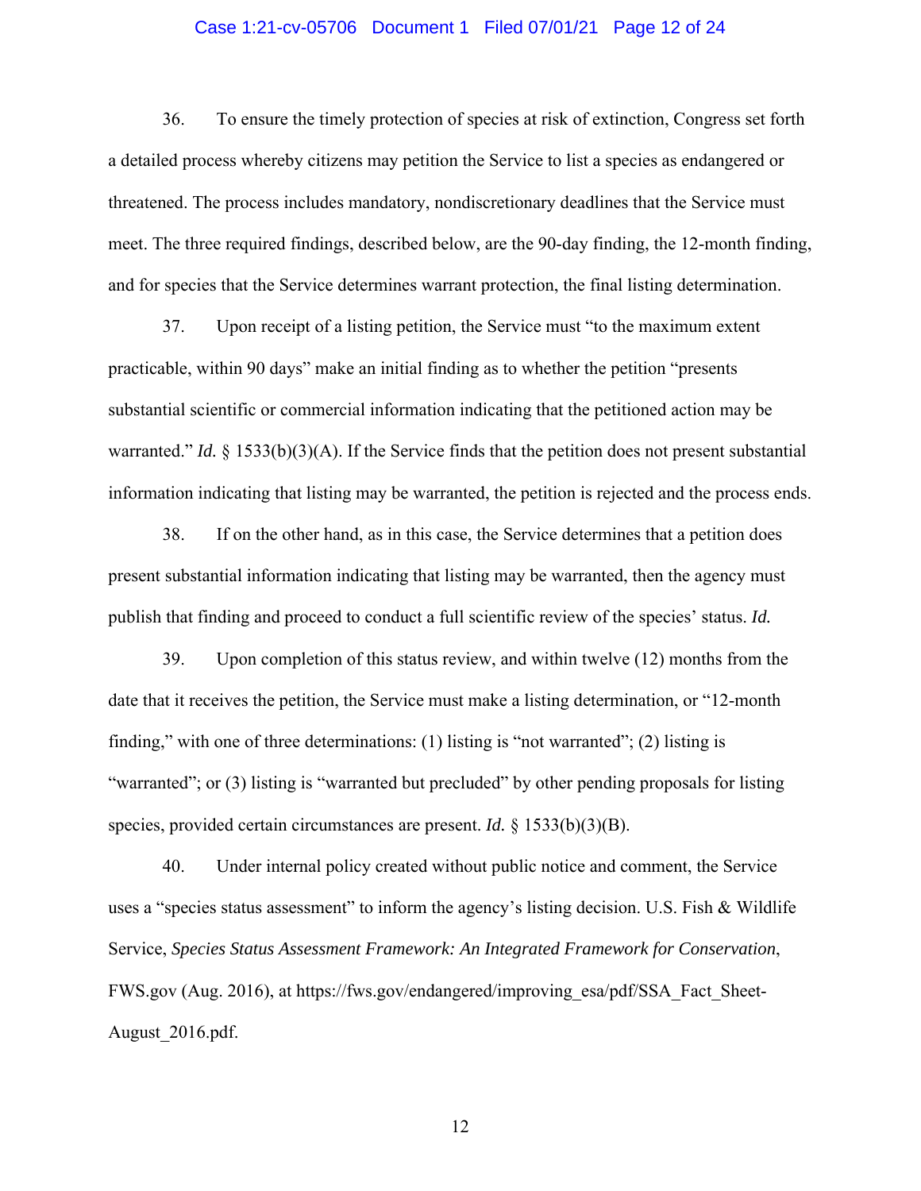36. To ensure the timely protection of species at risk of extinction, Congress set forth a detailed process whereby citizens may petition the Service to list a species as endangered or threatened. The process includes mandatory, nondiscretionary deadlines that the Service must meet. The three required findings, described below, are the 90-day finding, the 12-month finding, and for species that the Service determines warrant protection, the final listing determination.

37. Upon receipt of a listing petition, the Service must "to the maximum extent practicable, within 90 days" make an initial finding as to whether the petition "presents substantial scientific or commercial information indicating that the petitioned action may be warranted." *Id.* § 1533(b)(3)(A). If the Service finds that the petition does not present substantial information indicating that listing may be warranted, the petition is rejected and the process ends.

38. If on the other hand, as in this case, the Service determines that a petition does present substantial information indicating that listing may be warranted, then the agency must publish that finding and proceed to conduct a full scientific review of the species' status. *Id.*

39. Upon completion of this status review, and within twelve (12) months from the date that it receives the petition, the Service must make a listing determination, or "12-month finding," with one of three determinations: (1) listing is "not warranted"; (2) listing is "warranted"; or (3) listing is "warranted but precluded" by other pending proposals for listing species, provided certain circumstances are present. *Id.* § 1533(b)(3)(B).

40. Under internal policy created without public notice and comment, the Service uses a "species status assessment" to inform the agency's listing decision. U.S. Fish & Wildlife Service, *Species Status Assessment Framework: An Integrated Framework for Conservation*, FWS.gov (Aug. 2016), at https://fws.gov/endangered/improving_esa/pdf/SSA_Fact_Sheet-August_2016.pdf.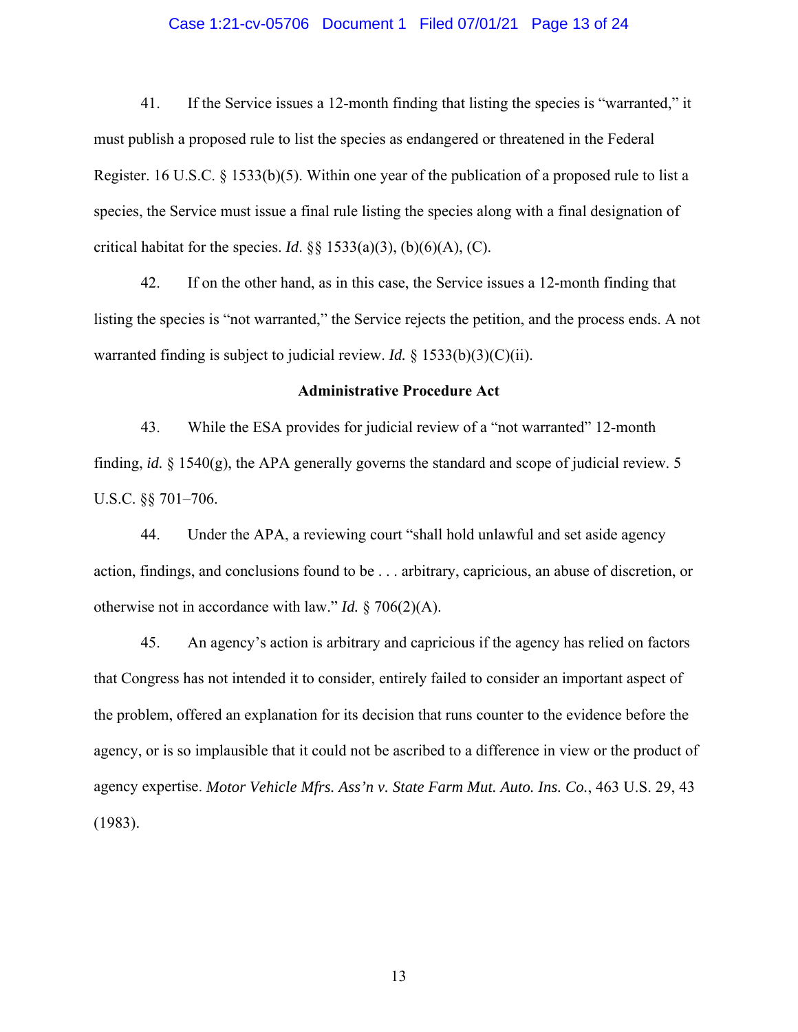41. If the Service issues a 12-month finding that listing the species is "warranted," it must publish a proposed rule to list the species as endangered or threatened in the Federal Register. 16 U.S.C. § 1533(b)(5). Within one year of the publication of a proposed rule to list a species, the Service must issue a final rule listing the species along with a final designation of critical habitat for the species. *Id*. §§ 1533(a)(3), (b)(6)(A), (C).

42. If on the other hand, as in this case, the Service issues a 12-month finding that listing the species is "not warranted," the Service rejects the petition, and the process ends. A not warranted finding is subject to judicial review. *Id.* § 1533(b)(3)(C)(ii).

**Administrative Procedure Act**

43. While the ESA provides for judicial review of a "not warranted" 12-month finding, *id.* § 1540(g), the APA generally governs the standard and scope of judicial review. 5 U.S.C. §§ 701–706.

44. Under the APA, a reviewing court "shall hold unlawful and set aside agency action, findings, and conclusions found to be . . . arbitrary, capricious, an abuse of discretion, or otherwise not in accordance with law." *Id.* § 706(2)(A).

45. An agency's action is arbitrary and capricious if the agency has relied on factors that Congress has not intended it to consider, entirely failed to consider an important aspect of the problem, offered an explanation for its decision that runs counter to the evidence before the agency, or is so implausible that it could not be ascribed to a difference in view or the product of agency expertise. *Motor Vehicle Mfrs. Ass'n v. State Farm Mut. Auto. Ins. Co.*, 463 U.S. 29, 43 (1983).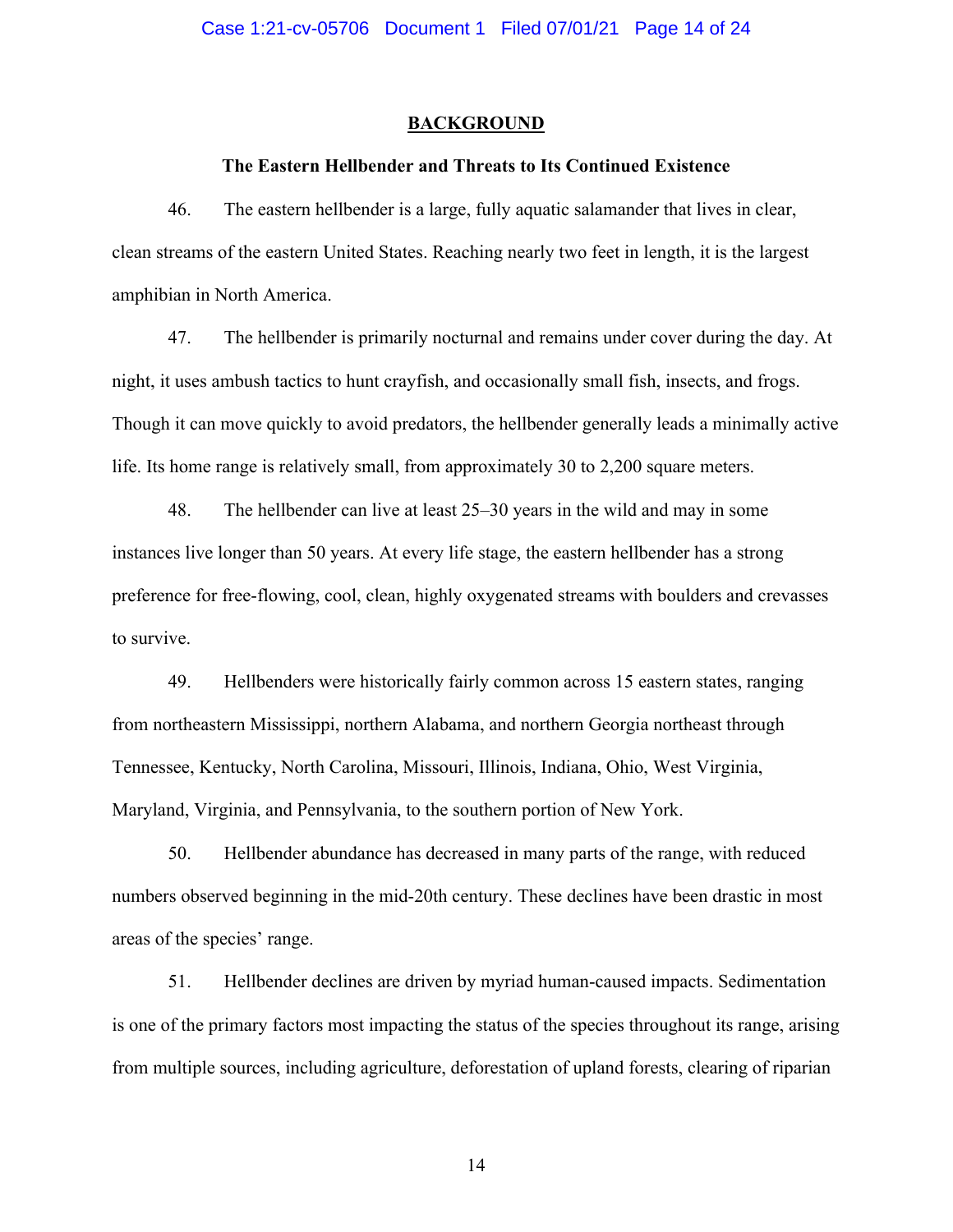## BACKGROUND

### The Eastern Hellbender and Threats to Its Continued Existence

46. The eastern hellbender is a large, fully aquatic salamander that lives in clear, clean streams of the eastern United States. Reaching nearly two feet in length, it is the largest amphibian in North America.

47. The hellbender is primarily nocturnal and remains under cover during the day. At night, it uses ambush tactics to hunt crayfish, and occasionally small fish, insects, and frogs. Though it can move quickly to avoid predators, the hellbender generally leads a minimally active life. Its home range is relatively small, from approximately 30 to 2,200 square meters.

48. The hellbender can live at least 25–30 years in the wild and may in some instances live longer than 50 years. At every life stage, the eastern hellbender has a strong preference for free-flowing, cool, clean, highly oxygenated streams with boulders and crevasses to survive.

49. Hellbenders were historically fairly common across 15 eastern states, ranging from northeastern Mississippi, northern Alabama, and northern Georgia northeast through Tennessee, Kentucky, North Carolina, Missouri, Illinois, Indiana, Ohio, West Virginia, Maryland, Virginia, and Pennsylvania, to the southern portion of New York.

50. Hellbender abundance has decreased in many parts of the range, with reduced numbers observed beginning in the mid-20th century. These declines have been drastic in most areas of the species' range.

51. Hellbender declines are driven by myriad human-caused impacts. Sedimentation is one of the primary factors most impacting the status of the species throughout its range, arising from multiple sources, including agriculture, deforestation of upland forests, clearing of riparian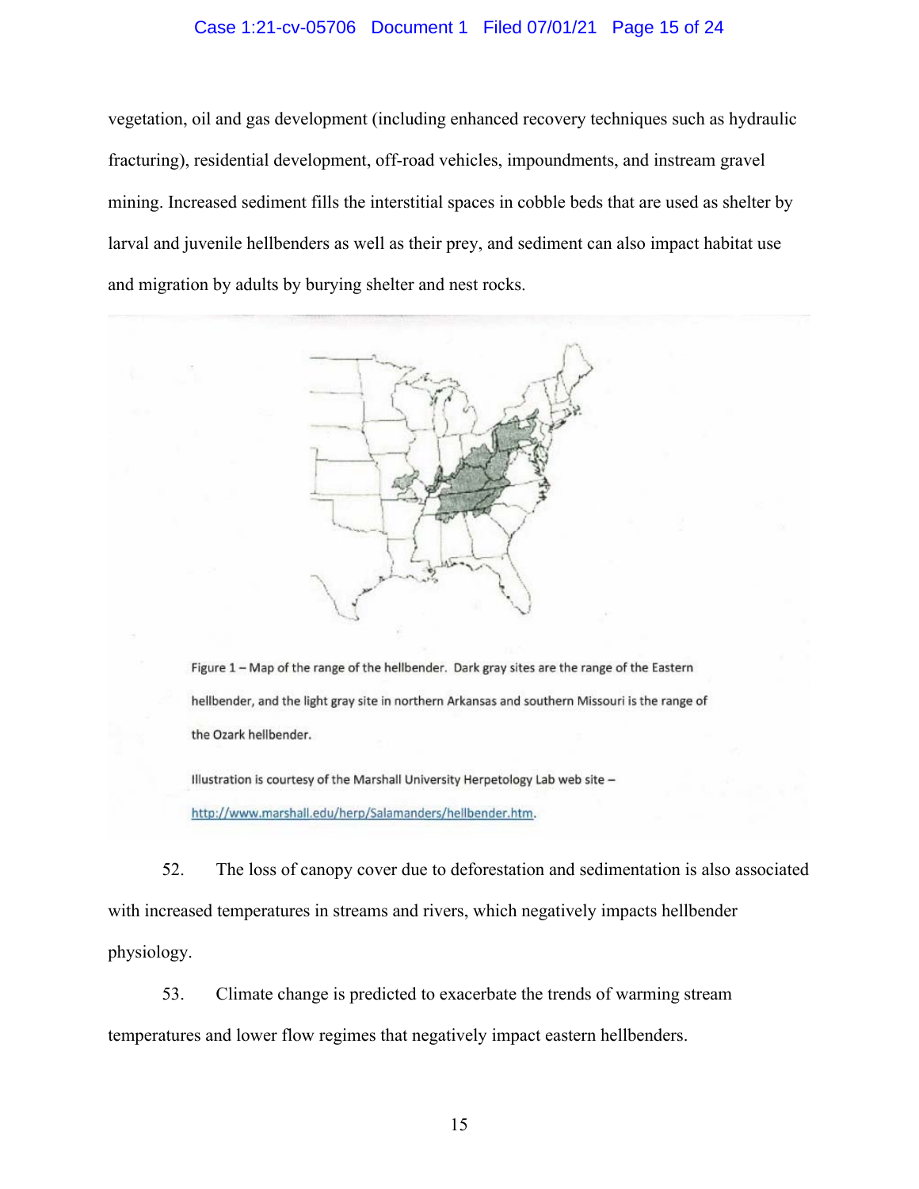vegetation, oil and gas development (including enhanced recovery techniques such as hydraulic fracturing), residential development, off-road vehicles, impoundments, and instream gravel mining. Increased sediment fills the interstitial spaces in cobble beds that are used as shelter by larval and juvenile hellbenders as well as their prey, and sediment can also impact habitat use and migration by adults by burying shelter and nest rocks.

Figure 1 – Map of the range of the hellbender. Dark gray sites are the range of the Eastern hellbender, and the light gray site in northern Arkansas and southern Missouri is the range of the Ozark hellbender.

Illustration is courtesy of the Marshall University Herpetology Lab web site – http://www.marshall.edu/herp/Salamanders/hellbender.htm.

52. The loss of canopy cover due to deforestation and sedimentation is also associated with increased temperatures in streams and rivers, which negatively impacts hellbender physiology.

53. Climate change is predicted to exacerbate the trends of warming stream temperatures and lower flow regimes that negatively impact eastern hellbenders.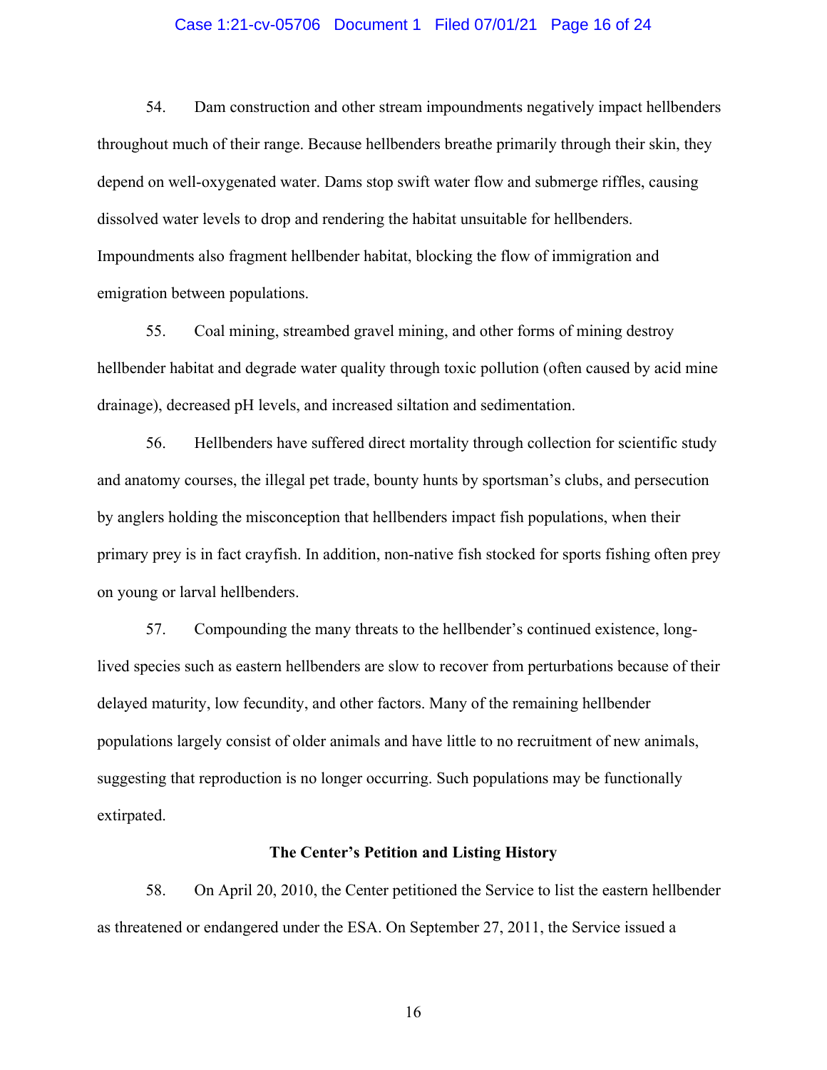54. Dam construction and other stream impoundments negatively impact hellbenders throughout much of their range. Because hellbenders breathe primarily through their skin, they depend on well-oxygenated water. Dams stop swift water flow and submerge riffles, causing dissolved water levels to drop and rendering the habitat unsuitable for hellbenders. Impoundments also fragment hellbender habitat, blocking the flow of immigration and emigration between populations.

55. Coal mining, streambed gravel mining, and other forms of mining destroy hellbender habitat and degrade water quality through toxic pollution (often caused by acid mine drainage), decreased pH levels, and increased siltation and sedimentation.

56. Hellbenders have suffered direct mortality through collection for scientific study and anatomy courses, the illegal pet trade, bounty hunts by sportsman's clubs, and persecution by anglers holding the misconception that hellbenders impact fish populations, when their primary prey is in fact crayfish. In addition, non-native fish stocked for sports fishing often prey on young or larval hellbenders.

57. Compounding the many threats to the hellbender's continued existence, long-lived species such as eastern hellbenders are slow to recover from perturbations because of their delayed maturity, low fecundity, and other factors. Many of the remaining hellbender populations largely consist of older animals and have little to no recruitment of new animals, suggesting that reproduction is no longer occurring. Such populations may be functionally extirpated.

**The Center's Petition and Listing History**

58. On April 20, 2010, the Center petitioned the Service to list the eastern hellbender as threatened or endangered under the ESA. On September 27, 2011, the Service issued a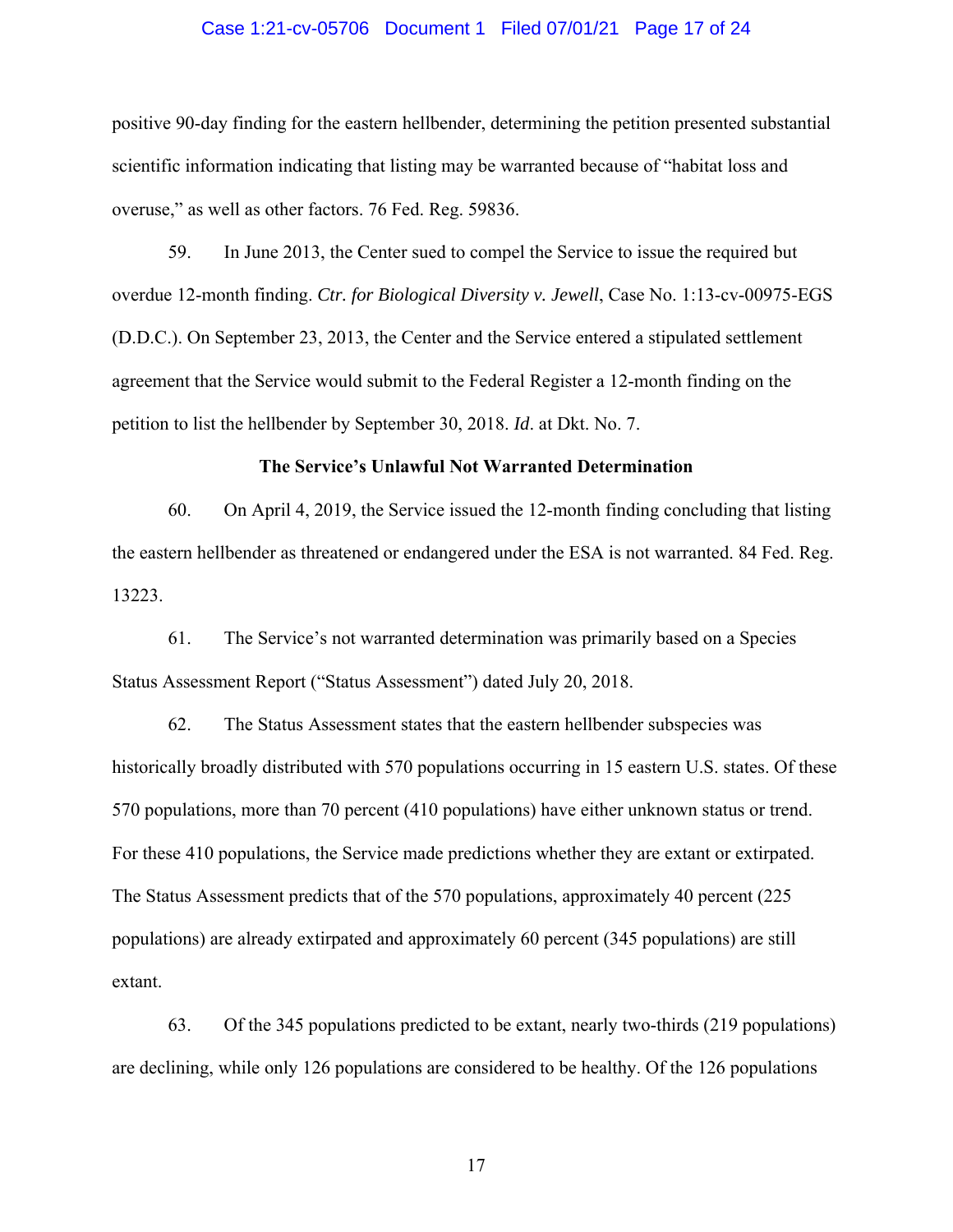positive 90-day finding for the eastern hellbender, determining the petition presented substantial scientific information indicating that listing may be warranted because of "habitat loss and overuse," as well as other factors. 76 Fed. Reg. 59836.

59. In June 2013, the Center sued to compel the Service to issue the required but overdue 12-month finding. *Ctr. for Biological Diversity v. Jewell*, Case No. 1:13-cv-00975-EGS (D.D.C.). On September 23, 2013, the Center and the Service entered a stipulated settlement agreement that the Service would submit to the Federal Register a 12-month finding on the petition to list the hellbender by September 30, 2018. *Id*. at Dkt. No. 7.

**The Service's Unlawful Not Warranted Determination**

60. On April 4, 2019, the Service issued the 12-month finding concluding that listing the eastern hellbender as threatened or endangered under the ESA is not warranted. 84 Fed. Reg. 13223.

61. The Service's not warranted determination was primarily based on a Species Status Assessment Report ("Status Assessment") dated July 20, 2018.

62. The Status Assessment states that the eastern hellbender subspecies was historically broadly distributed with 570 populations occurring in 15 eastern U.S. states. Of these 570 populations, more than 70 percent (410 populations) have either unknown status or trend. For these 410 populations, the Service made predictions whether they are extant or extirpated. The Status Assessment predicts that of the 570 populations, approximately 40 percent (225 populations) are already extirpated and approximately 60 percent (345 populations) are still extant.

63. Of the 345 populations predicted to be extant, nearly two-thirds (219 populations) are declining, while only 126 populations are considered to be healthy. Of the 126 populations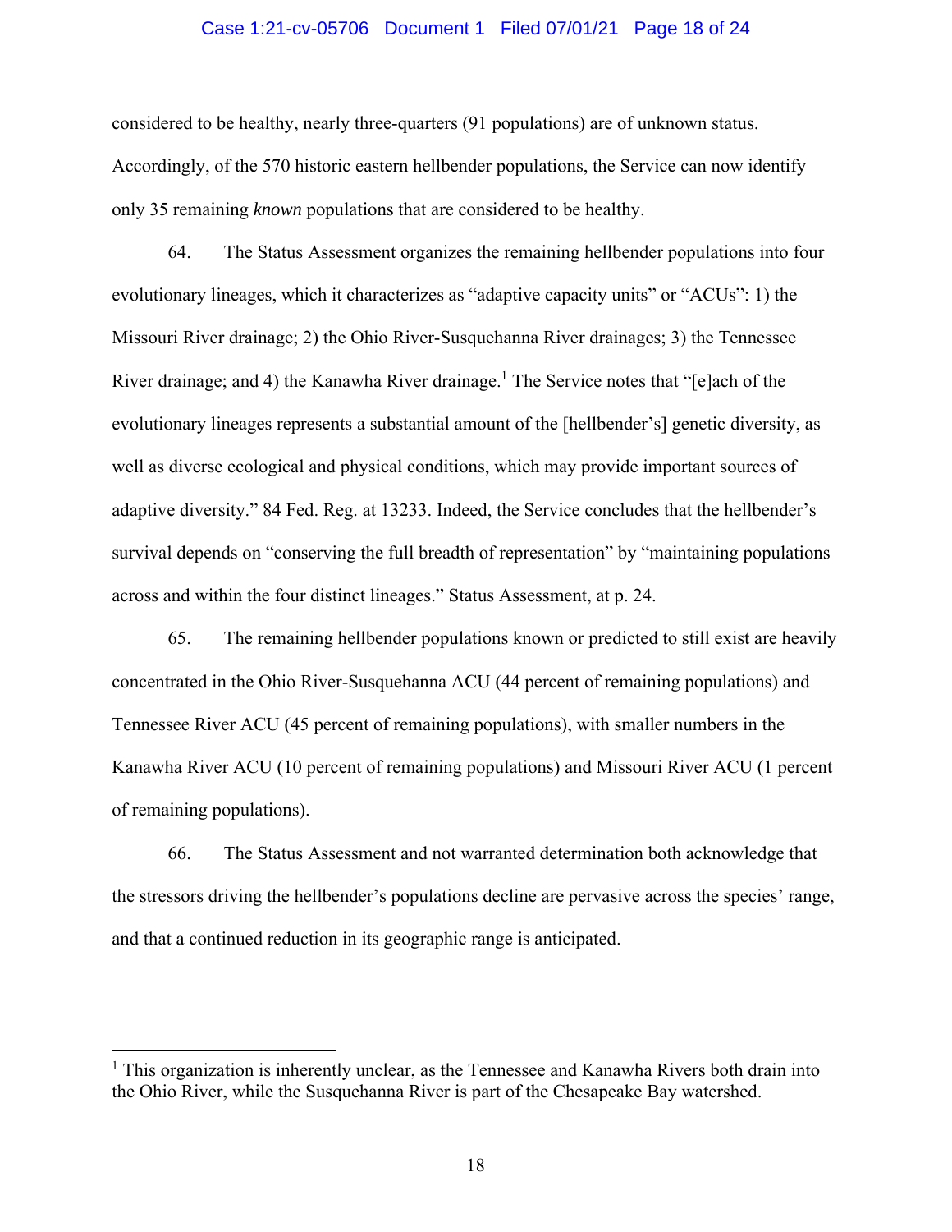considered to be healthy, nearly three-quarters (91 populations) are of unknown status. Accordingly, of the 570 historic eastern hellbender populations, the Service can now identify only 35 remaining *known* populations that are considered to be healthy.

64. The Status Assessment organizes the remaining hellbender populations into four evolutionary lineages, which it characterizes as "adaptive capacity units" or "ACUs": 1) the Missouri River drainage; 2) the Ohio River-Susquehanna River drainages; 3) the Tennessee River drainage; and 4) the Kanawha River drainage.[1] The Service notes that "[e]ach of the evolutionary lineages represents a substantial amount of the [hellbender's] genetic diversity, as well as diverse ecological and physical conditions, which may provide important sources of adaptive diversity." 84 Fed. Reg. at 13233. Indeed, the Service concludes that the hellbender's survival depends on "conserving the full breadth of representation" by "maintaining populations across and within the four distinct lineages." Status Assessment, at p. 24.

65. The remaining hellbender populations known or predicted to still exist are heavily concentrated in the Ohio River-Susquehanna ACU (44 percent of remaining populations) and Tennessee River ACU (45 percent of remaining populations), with smaller numbers in the Kanawha River ACU (10 percent of remaining populations) and Missouri River ACU (1 percent of remaining populations).

66. The Status Assessment and not warranted determination both acknowledge that the stressors driving the hellbender's populations decline are pervasive across the species' range, and that a continued reduction in its geographic range is anticipated.

[1] This organization is inherently unclear, as the Tennessee and Kanawha Rivers both drain into the Ohio River, while the Susquehanna River is part of the Chesapeake Bay watershed.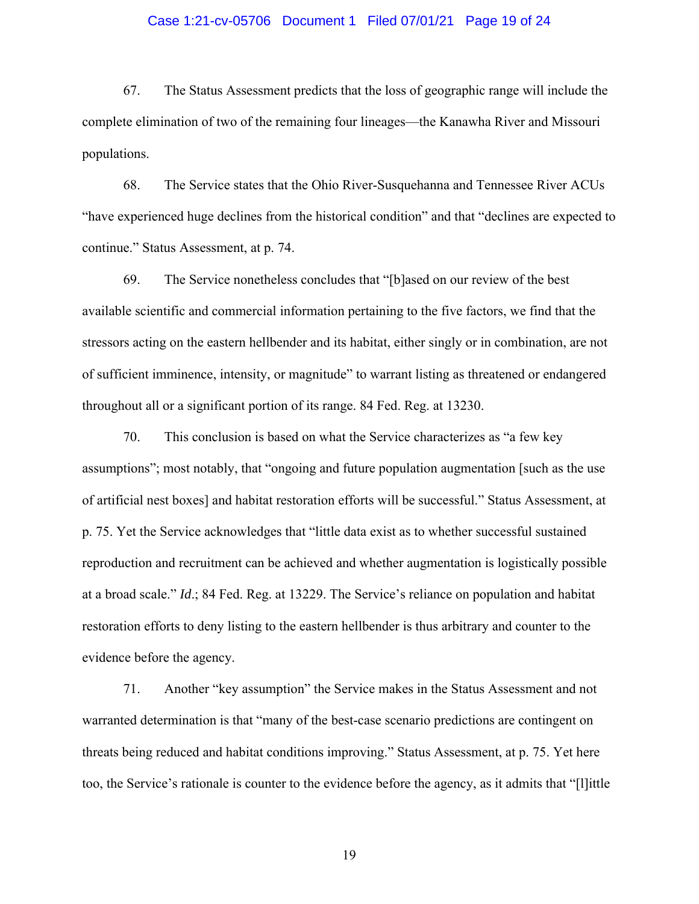67. The Status Assessment predicts that the loss of geographic range will include the complete elimination of two of the remaining four lineages—the Kanawha River and Missouri populations.

68. The Service states that the Ohio River-Susquehanna and Tennessee River ACUs "have experienced huge declines from the historical condition" and that "declines are expected to continue." Status Assessment, at p. 74.

69. The Service nonetheless concludes that "[b]ased on our review of the best available scientific and commercial information pertaining to the five factors, we find that the stressors acting on the eastern hellbender and its habitat, either singly or in combination, are not of sufficient imminence, intensity, or magnitude" to warrant listing as threatened or endangered throughout all or a significant portion of its range. 84 Fed. Reg. at 13230.

70. This conclusion is based on what the Service characterizes as "a few key assumptions"; most notably, that "ongoing and future population augmentation [such as the use of artificial nest boxes] and habitat restoration efforts will be successful." Status Assessment, at p. 75. Yet the Service acknowledges that "little data exist as to whether successful sustained reproduction and recruitment can be achieved and whether augmentation is logistically possible at a broad scale." *Id*.; 84 Fed. Reg. at 13229. The Service's reliance on population and habitat restoration efforts to deny listing to the eastern hellbender is thus arbitrary and counter to the evidence before the agency.

71. Another "key assumption" the Service makes in the Status Assessment and not warranted determination is that "many of the best-case scenario predictions are contingent on threats being reduced and habitat conditions improving." Status Assessment, at p. 75. Yet here too, the Service's rationale is counter to the evidence before the agency, as it admits that "[l]ittle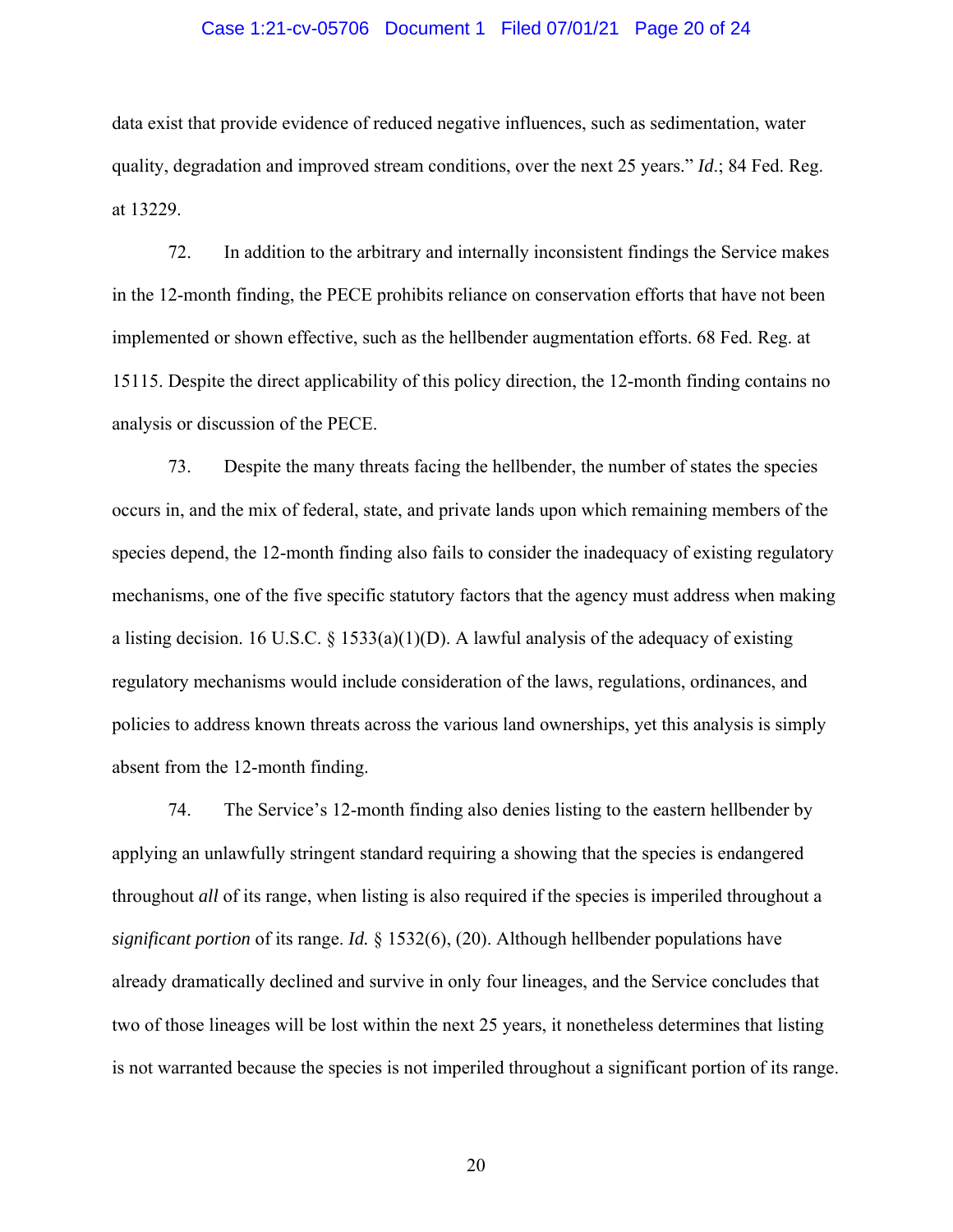data exist that provide evidence of reduced negative influences, such as sedimentation, water quality, degradation and improved stream conditions, over the next 25 years." *Id*.; 84 Fed. Reg. at 13229.

72. In addition to the arbitrary and internally inconsistent findings the Service makes in the 12-month finding, the PECE prohibits reliance on conservation efforts that have not been implemented or shown effective, such as the hellbender augmentation efforts. 68 Fed. Reg. at 15115. Despite the direct applicability of this policy direction, the 12-month finding contains no analysis or discussion of the PECE.

73. Despite the many threats facing the hellbender, the number of states the species occurs in, and the mix of federal, state, and private lands upon which remaining members of the species depend, the 12-month finding also fails to consider the inadequacy of existing regulatory mechanisms, one of the five specific statutory factors that the agency must address when making a listing decision. 16 U.S.C. § 1533(a)(1)(D). A lawful analysis of the adequacy of existing regulatory mechanisms would include consideration of the laws, regulations, ordinances, and policies to address known threats across the various land ownerships, yet this analysis is simply absent from the 12-month finding.

74. The Service's 12-month finding also denies listing to the eastern hellbender by applying an unlawfully stringent standard requiring a showing that the species is endangered throughout *all* of its range, when listing is also required if the species is imperiled throughout a *significant portion* of its range. ***Id.*** § 1532(6), (20). Although hellbender populations have already dramatically declined and survive in only four lineages, and the Service concludes that two of those lineages will be lost within the next 25 years, it nonetheless determines that listing is not warranted because the species is not imperiled throughout a significant portion of its range.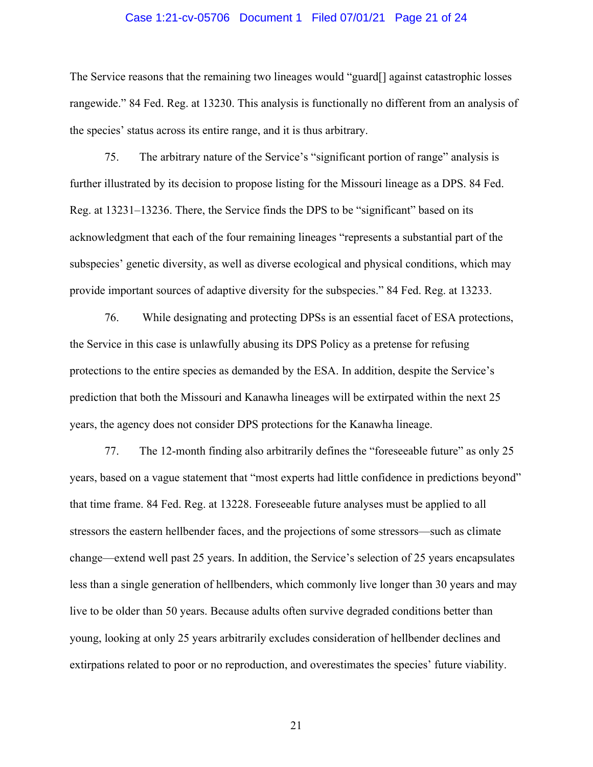The Service reasons that the remaining two lineages would "guard[] against catastrophic losses rangewide." 84 Fed. Reg. at 13230. This analysis is functionally no different from an analysis of the species' status across its entire range, and it is thus arbitrary.

75. The arbitrary nature of the Service's "significant portion of range" analysis is further illustrated by its decision to propose listing for the Missouri lineage as a DPS. 84 Fed. Reg. at 13231–13236. There, the Service finds the DPS to be "significant" based on its acknowledgment that each of the four remaining lineages "represents a substantial part of the subspecies' genetic diversity, as well as diverse ecological and physical conditions, which may provide important sources of adaptive diversity for the subspecies." 84 Fed. Reg. at 13233.

76. While designating and protecting DPSs is an essential facet of ESA protections, the Service in this case is unlawfully abusing its DPS Policy as a pretense for refusing protections to the entire species as demanded by the ESA. In addition, despite the Service's prediction that both the Missouri and Kanawha lineages will be extirpated within the next 25 years, the agency does not consider DPS protections for the Kanawha lineage.

77. The 12-month finding also arbitrarily defines the "foreseeable future" as only 25 years, based on a vague statement that "most experts had little confidence in predictions beyond" that time frame. 84 Fed. Reg. at 13228. Foreseeable future analyses must be applied to all stressors the eastern hellbender faces, and the projections of some stressors—such as climate change—extend well past 25 years. In addition, the Service's selection of 25 years encapsulates less than a single generation of hellbenders, which commonly live longer than 30 years and may live to be older than 50 years. Because adults often survive degraded conditions better than young, looking at only 25 years arbitrarily excludes consideration of hellbender declines and extirpations related to poor or no reproduction, and overestimates the species' future viability.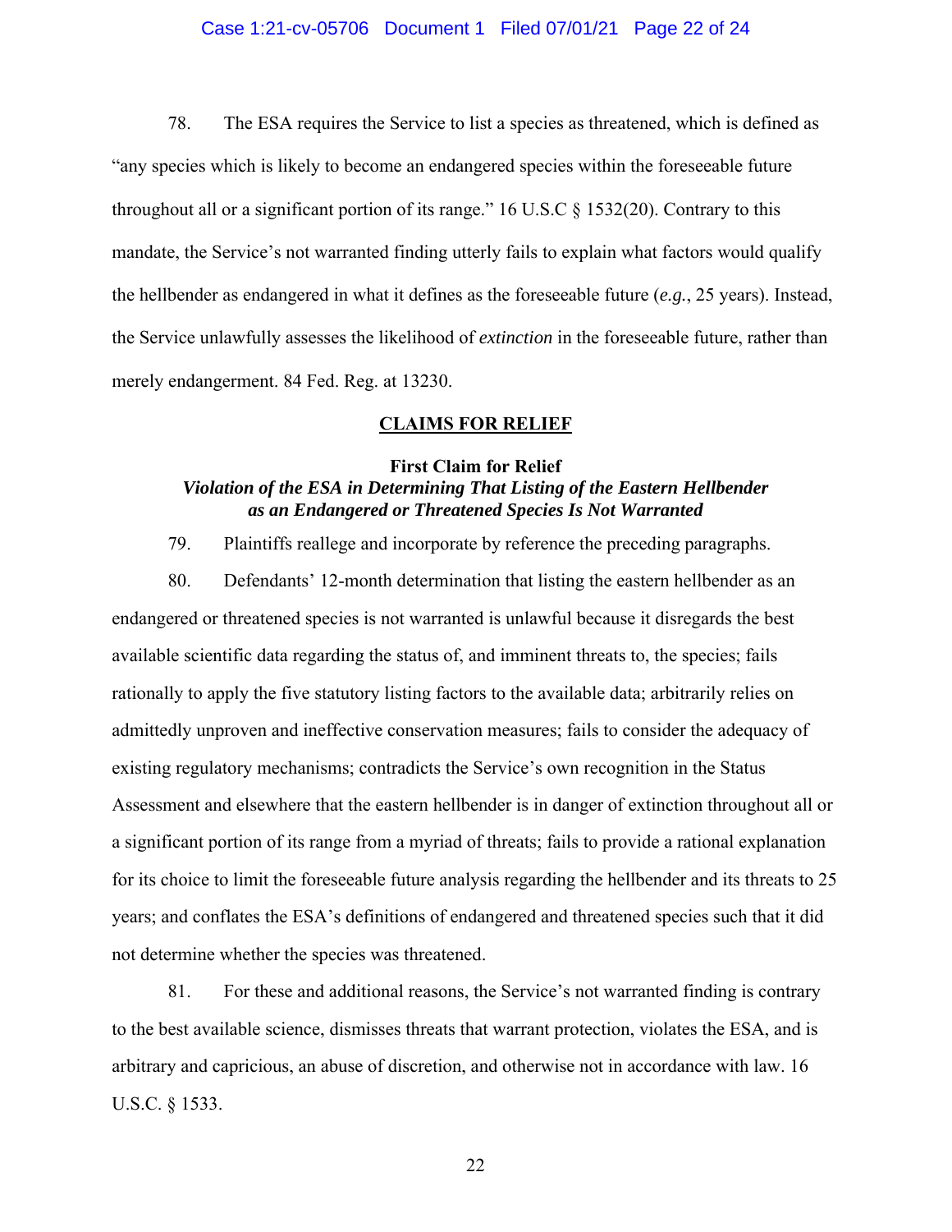78. The ESA requires the Service to list a species as threatened, which is defined as "any species which is likely to become an endangered species within the foreseeable future throughout all or a significant portion of its range." 16 U.S.C § 1532(20). Contrary to this mandate, the Service's not warranted finding utterly fails to explain what factors would qualify the hellbender as endangered in what it defines as the foreseeable future (*e.g.*, 25 years). Instead, the Service unlawfully assesses the likelihood of *extinction* in the foreseeable future, rather than merely endangerment. 84 Fed. Reg. at 13230.

## CLAIMS FOR RELIEF

### First Claim for Relief
### *Violation of the ESA in Determining That Listing of the Eastern Hellbender as an Endangered or Threatened Species Is Not Warranted*

79. Plaintiffs reallege and incorporate by reference the preceding paragraphs.

80. Defendants' 12-month determination that listing the eastern hellbender as an endangered or threatened species is not warranted is unlawful because it disregards the best available scientific data regarding the status of, and imminent threats to, the species; fails rationally to apply the five statutory listing factors to the available data; arbitrarily relies on admittedly unproven and ineffective conservation measures; fails to consider the adequacy of existing regulatory mechanisms; contradicts the Service's own recognition in the Status Assessment and elsewhere that the eastern hellbender is in danger of extinction throughout all or a significant portion of its range from a myriad of threats; fails to provide a rational explanation for its choice to limit the foreseeable future analysis regarding the hellbender and its threats to 25 years; and conflates the ESA's definitions of endangered and threatened species such that it did not determine whether the species was threatened.

81. For these and additional reasons, the Service's not warranted finding is contrary to the best available science, dismisses threats that warrant protection, violates the ESA, and is arbitrary and capricious, an abuse of discretion, and otherwise not in accordance with law. 16 U.S.C. § 1533.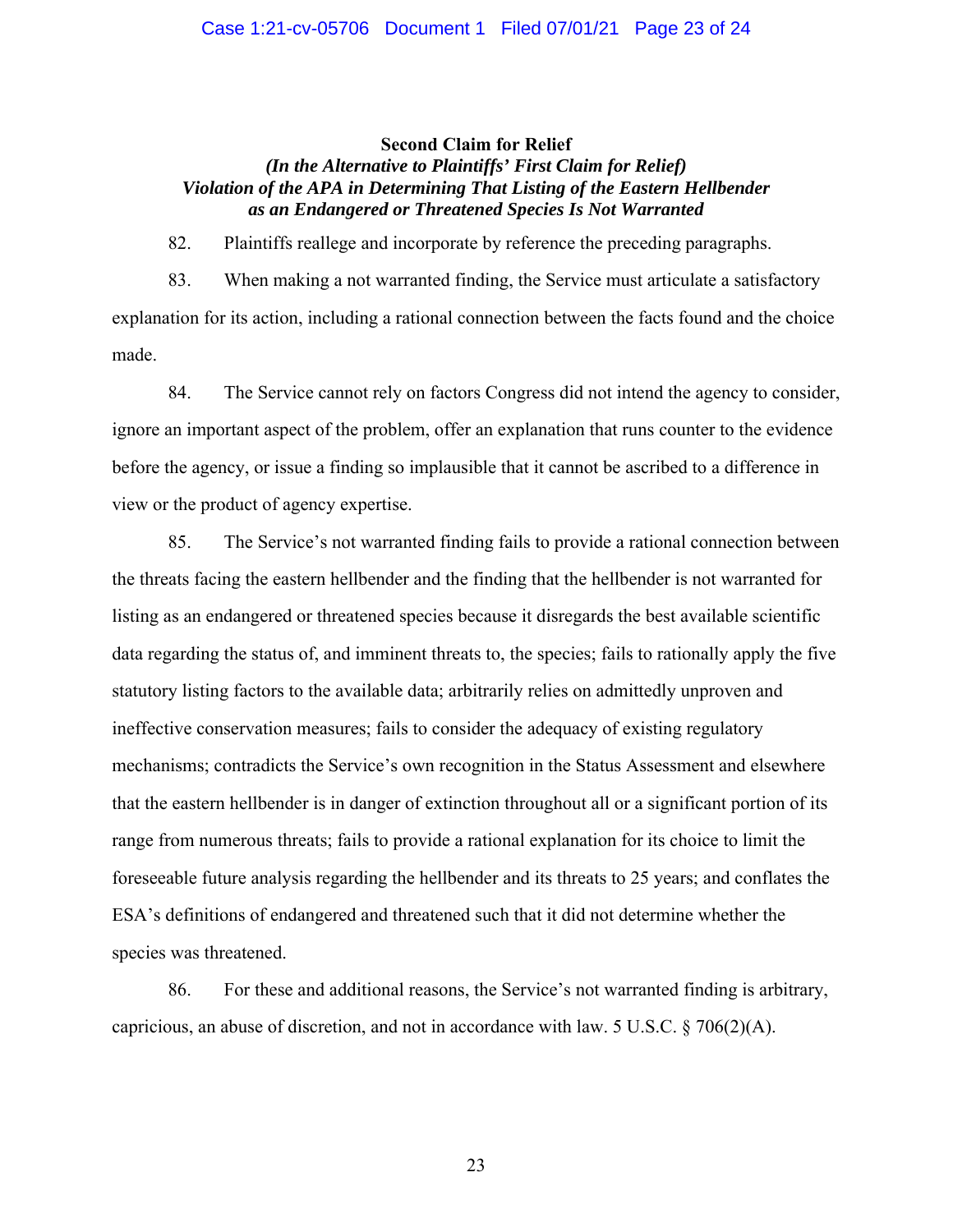**Second Claim for Relief**

***(In the Alternative to Plaintiffs' First Claim for Relief)***

***Violation of the APA in Determining That Listing of the Eastern Hellbender as an Endangered or Threatened Species Is Not Warranted***

82. Plaintiffs reallege and incorporate by reference the preceding paragraphs.

83. When making a not warranted finding, the Service must articulate a satisfactory explanation for its action, including a rational connection between the facts found and the choice made.

84. The Service cannot rely on factors Congress did not intend the agency to consider, ignore an important aspect of the problem, offer an explanation that runs counter to the evidence before the agency, or issue a finding so implausible that it cannot be ascribed to a difference in view or the product of agency expertise.

85. The Service's not warranted finding fails to provide a rational connection between the threats facing the eastern hellbender and the finding that the hellbender is not warranted for listing as an endangered or threatened species because it disregards the best available scientific data regarding the status of, and imminent threats to, the species; fails to rationally apply the five statutory listing factors to the available data; arbitrarily relies on admittedly unproven and ineffective conservation measures; fails to consider the adequacy of existing regulatory mechanisms; contradicts the Service's own recognition in the Status Assessment and elsewhere that the eastern hellbender is in danger of extinction throughout all or a significant portion of its range from numerous threats; fails to provide a rational explanation for its choice to limit the foreseeable future analysis regarding the hellbender and its threats to 25 years; and conflates the ESA's definitions of endangered and threatened such that it did not determine whether the species was threatened.

86. For these and additional reasons, the Service's not warranted finding is arbitrary, capricious, an abuse of discretion, and not in accordance with law. 5 U.S.C. § 706(2)(A).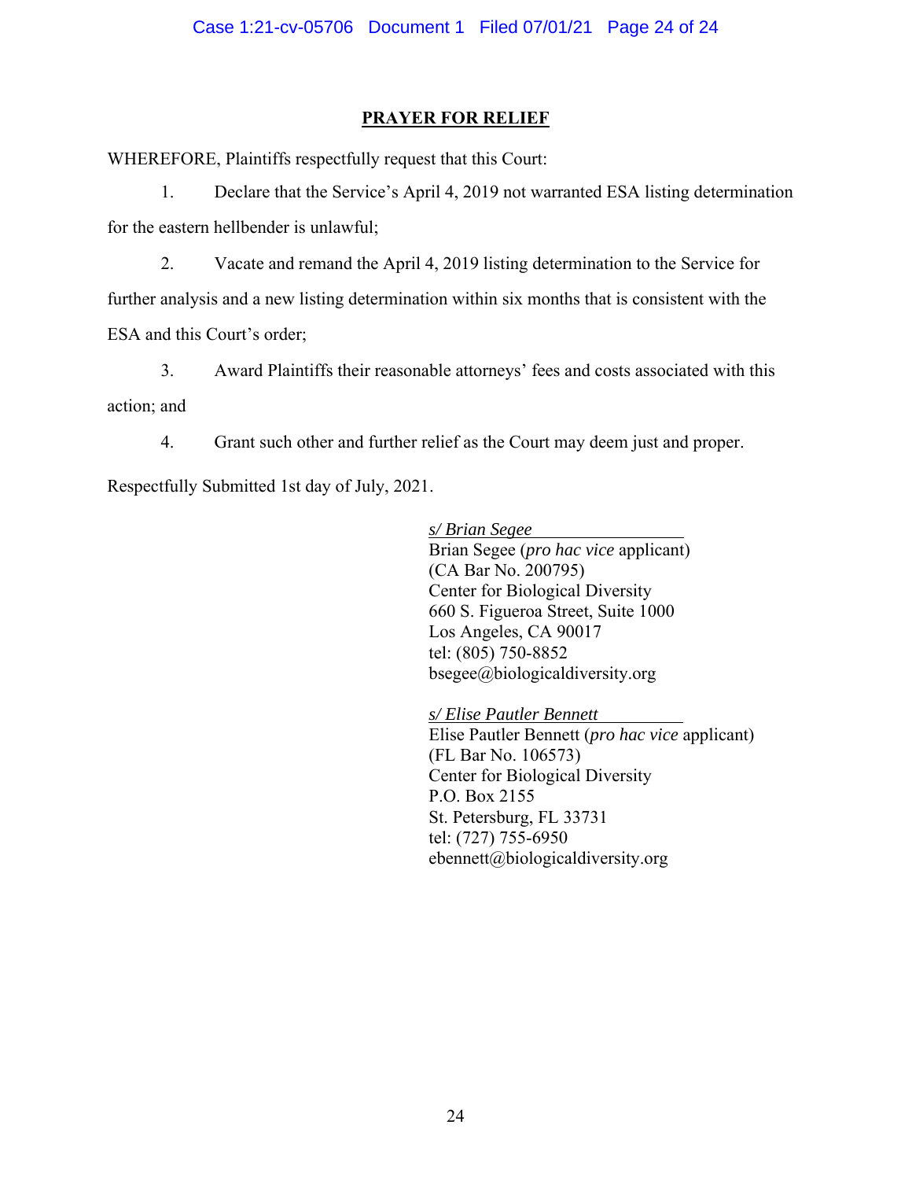## PRAYER FOR RELIEF

WHEREFORE, Plaintiffs respectfully request that this Court:

1. Declare that the Service's April 4, 2019 not warranted ESA listing determination for the eastern hellbender is unlawful;

2. Vacate and remand the April 4, 2019 listing determination to the Service for further analysis and a new listing determination within six months that is consistent with the ESA and this Court's order;

3. Award Plaintiffs their reasonable attorneys' fees and costs associated with this action; and

4. Grant such other and further relief as the Court may deem just and proper.

Respectfully Submitted 1st day of July, 2021.

*s/ Brian Segee*
Brian Segee (*pro hac vice* applicant)
(CA Bar No. 200795)
Center for Biological Diversity
660 S. Figueroa Street, Suite 1000
Los Angeles, CA 90017
tel: (805) 750-8852
bsegee@biologicaldiversity.org

*s/ Elise Pautler Bennett*
Elise Pautler Bennett (*pro hac vice* applicant)
(FL Bar No. 106573)
Center for Biological Diversity
P.O. Box 2155
St. Petersburg, FL 33731
tel: (727) 755-6950
ebennett@biologicaldiversity.org